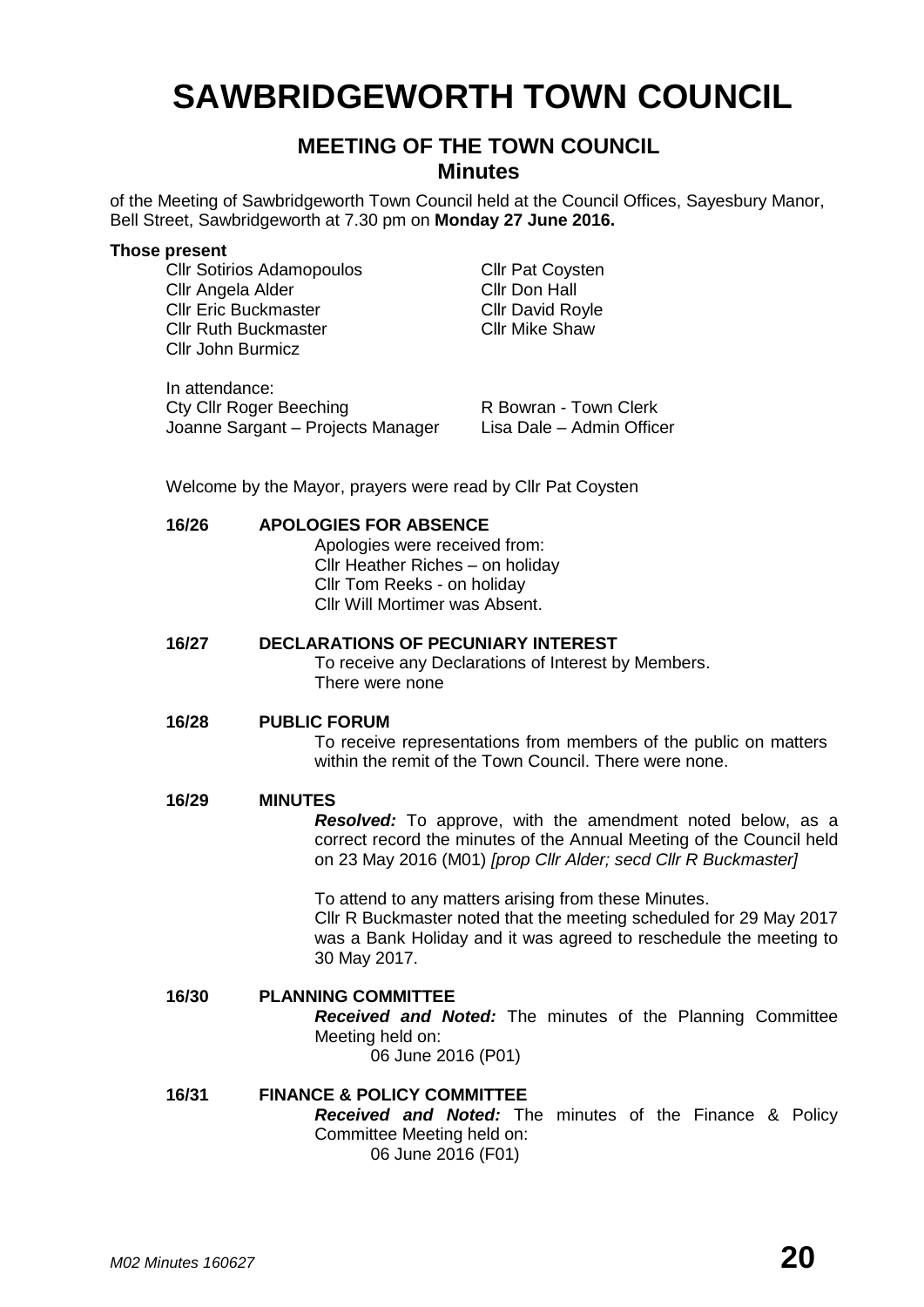# SAWBRIDGEWORTH TOWN COUNCIL

## MEETING OF THE TOWN COUNCIL
### Minutes

of the Meeting of Sawbridgeworth Town Council held at the Council Offices, Sayesbury Manor, Bell Street, Sawbridgeworth at 7.30 pm on **Monday 27 June 2016.**

**Those present**

| | |
|---|---|
| Cllr Sotirios Adamopoulos | Cllr Pat Coysten |
| Cllr Angela Alder | Cllr Don Hall |
| Cllr Eric Buckmaster | Cllr David Royle |
| Cllr Ruth Buckmaster | Cllr Mike Shaw |
| Cllr John Burmicz | |

In attendance:

| | |
|---|---|
| Cty Cllr Roger Beeching | R Bowran - Town Clerk |
| Joanne Sargant – Projects Manager | Lisa Dale – Admin Officer |

Welcome by the Mayor, prayers were read by Cllr Pat Coysten

**16/26 APOLOGIES FOR ABSENCE**

Apologies were received from:
Cllr Heather Riches – on holiday
Cllr Tom Reeks - on holiday
Cllr Will Mortimer was Absent.

**16/27 DECLARATIONS OF PECUNIARY INTEREST**

To receive any Declarations of Interest by Members.
There were none

**16/28 PUBLIC FORUM**

To receive representations from members of the public on matters within the remit of the Town Council. There were none.

**16/29 MINUTES**

***Resolved:*** To approve, with the amendment noted below, as a correct record the minutes of the Annual Meeting of the Council held on 23 May 2016 (M01) *[prop Cllr Alder; secd Cllr R Buckmaster]*

To attend to any matters arising from these Minutes.
Cllr R Buckmaster noted that the meeting scheduled for 29 May 2017 was a Bank Holiday and it was agreed to reschedule the meeting to 30 May 2017.

**16/30 PLANNING COMMITTEE**

***Received and Noted:*** The minutes of the Planning Committee Meeting held on:
06 June 2016 (P01)

**16/31 FINANCE & POLICY COMMITTEE**

***Received and Noted:*** The minutes of the Finance & Policy Committee Meeting held on:
06 June 2016 (F01)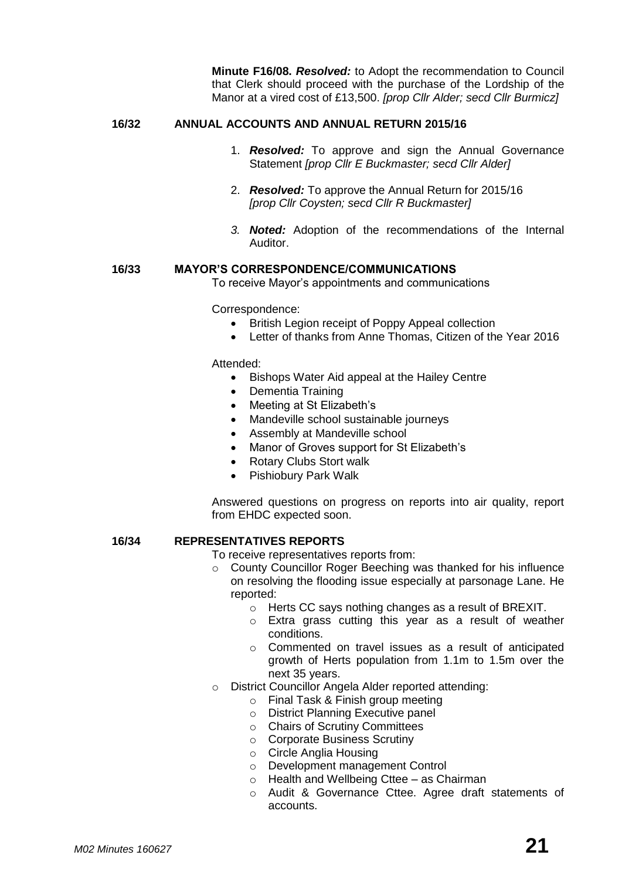**Minute F16/08.** ***Resolved:*** to Adopt the recommendation to Council that Clerk should proceed with the purchase of the Lordship of the Manor at a vired cost of £13,500. *[prop Cllr Alder; secd Cllr Burmicz]*

### 16/32 ANNUAL ACCOUNTS AND ANNUAL RETURN 2015/16

1. ***Resolved:*** To approve and sign the Annual Governance Statement *[prop Cllr E Buckmaster; secd Cllr Alder]*
2. ***Resolved:*** To approve the Annual Return for 2015/16 *[prop Cllr Coysten; secd Cllr R Buckmaster]*
3. ***Noted:*** Adoption of the recommendations of the Internal Auditor.

### 16/33 MAYOR'S CORRESPONDENCE/COMMUNICATIONS

To receive Mayor's appointments and communications

Correspondence:

- British Legion receipt of Poppy Appeal collection
- Letter of thanks from Anne Thomas, Citizen of the Year 2016

Attended:

- Bishops Water Aid appeal at the Hailey Centre
- Dementia Training
- Meeting at St Elizabeth's
- Mandeville school sustainable journeys
- Assembly at Mandeville school
- Manor of Groves support for St Elizabeth's
- Rotary Clubs Stort walk
- Pishiobury Park Walk

Answered questions on progress on reports into air quality, report from EHDC expected soon.

### 16/34 REPRESENTATIVES REPORTS

To receive representatives reports from:

- County Councillor Roger Beeching was thanked for his influence on resolving the flooding issue especially at parsonage Lane. He reported:
  - Herts CC says nothing changes as a result of BREXIT.
  - Extra grass cutting this year as a result of weather conditions.
  - Commented on travel issues as a result of anticipated growth of Herts population from 1.1m to 1.5m over the next 35 years.
- District Councillor Angela Alder reported attending:
  - Final Task & Finish group meeting
  - District Planning Executive panel
  - Chairs of Scrutiny Committees
  - Corporate Business Scrutiny
  - Circle Anglia Housing
  - Development management Control
  - Health and Wellbeing Cttee – as Chairman
  - Audit & Governance Cttee. Agree draft statements of accounts.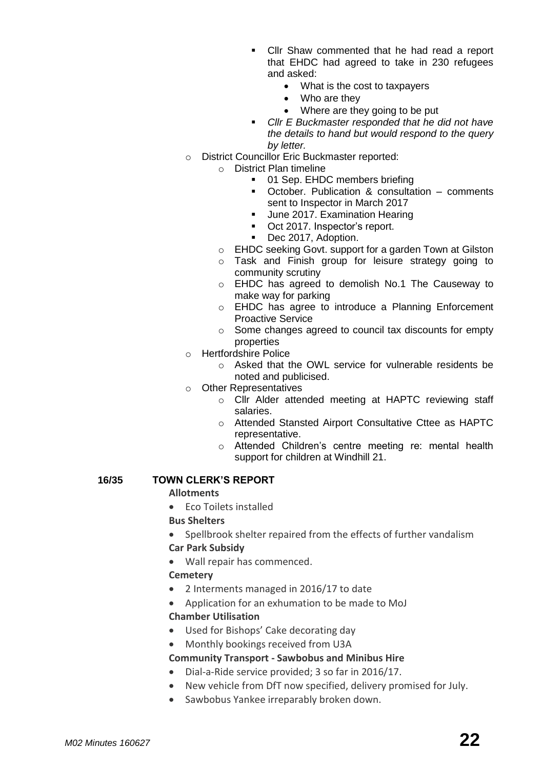- Cllr Shaw commented that he had read a report that EHDC had agreed to take in 230 refugees and asked:
  - What is the cost to taxpayers
  - Who are they
  - Where are they going to be put
- *Cllr E Buckmaster responded that he did not have the details to hand but would respond to the query by letter.*

- District Councillor Eric Buckmaster reported:
  - District Plan timeline
    - 01 Sep. EHDC members briefing
    - October. Publication & consultation – comments sent to Inspector in March 2017
    - June 2017. Examination Hearing
    - Oct 2017. Inspector's report.
    - Dec 2017, Adoption.
  - EHDC seeking Govt. support for a garden Town at Gilston
  - Task and Finish group for leisure strategy going to community scrutiny
  - EHDC has agreed to demolish No.1 The Causeway to make way for parking
  - EHDC has agree to introduce a Planning Enforcement Proactive Service
  - Some changes agreed to council tax discounts for empty properties
- Hertfordshire Police
  - Asked that the OWL service for vulnerable residents be noted and publicised.
- Other Representatives
  - Cllr Alder attended meeting at HAPTC reviewing staff salaries.
  - Attended Stansted Airport Consultative Cttee as HAPTC representative.
  - Attended Children's centre meeting re: mental health support for children at Windhill 21.

## 16/35 TOWN CLERK'S REPORT

**Allotments**

- Eco Toilets installed

**Bus Shelters**

- Spellbrook shelter repaired from the effects of further vandalism

**Car Park Subsidy**

- Wall repair has commenced.

**Cemetery**

- 2 Interments managed in 2016/17 to date
- Application for an exhumation to be made to MoJ

**Chamber Utilisation**

- Used for Bishops' Cake decorating day
- Monthly bookings received from U3A

**Community Transport - Sawbobus and Minibus Hire**

- Dial-a-Ride service provided; 3 so far in 2016/17.
- New vehicle from DfT now specified, delivery promised for July.
- Sawbobus Yankee irreparably broken down.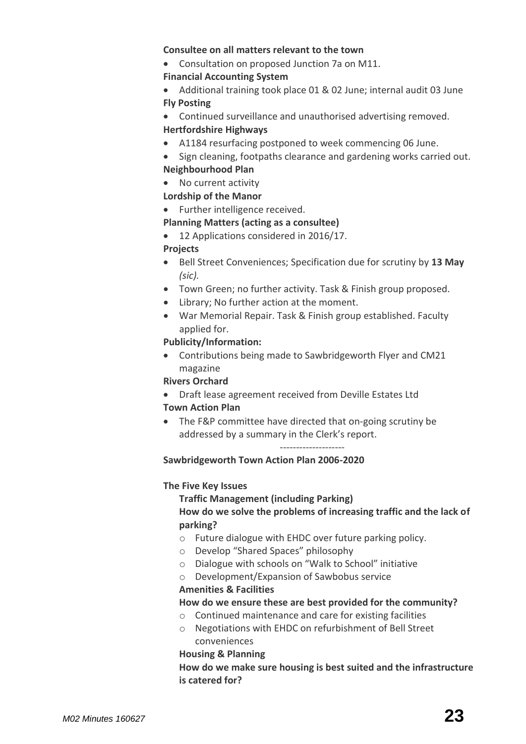**Consultee on all matters relevant to the town**

- Consultation on proposed Junction 7a on M11.

**Financial Accounting System**

- Additional training took place 01 & 02 June; internal audit 03 June

**Fly Posting**

- Continued surveillance and unauthorised advertising removed.

**Hertfordshire Highways**

- A1184 resurfacing postponed to week commencing 06 June.
- Sign cleaning, footpaths clearance and gardening works carried out.

**Neighbourhood Plan**

- No current activity

**Lordship of the Manor**

- Further intelligence received.

**Planning Matters (acting as a consultee)**

- 12 Applications considered in 2016/17.

**Projects**

- Bell Street Conveniences; Specification due for scrutiny by **13 May** *(sic).*
- Town Green; no further activity. Task & Finish group proposed.
- Library; No further action at the moment.
- War Memorial Repair. Task & Finish group established. Faculty applied for.

**Publicity/Information:**

- Contributions being made to Sawbridgeworth Flyer and CM21 magazine

**Rivers Orchard**

- Draft lease agreement received from Deville Estates Ltd

**Town Action Plan**

- The F&P committee have directed that on-going scrutiny be addressed by a summary in the Clerk's report.

--------------------

**Sawbridgeworth Town Action Plan 2006-2020**

**The Five Key Issues**

**Traffic Management (including Parking)**

**How do we solve the problems of increasing traffic and the lack of parking?**

- Future dialogue with EHDC over future parking policy.
- Develop "Shared Spaces" philosophy
- Dialogue with schools on "Walk to School" initiative
- Development/Expansion of Sawbobus service

**Amenities & Facilities**

**How do we ensure these are best provided for the community?**

- Continued maintenance and care for existing facilities
- Negotiations with EHDC on refurbishment of Bell Street conveniences

**Housing & Planning**

**How do we make sure housing is best suited and the infrastructure is catered for?**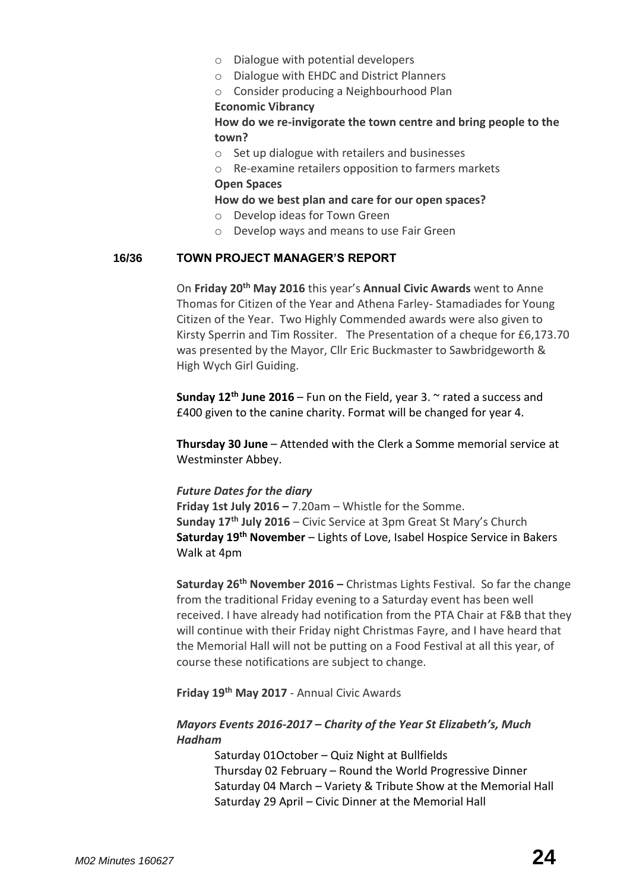- Dialogue with potential developers
- Dialogue with EHDC and District Planners
- Consider producing a Neighbourhood Plan

**Economic Vibrancy**

**How do we re-invigorate the town centre and bring people to the town?**

- Set up dialogue with retailers and businesses
- Re-examine retailers opposition to farmers markets

**Open Spaces**

**How do we best plan and care for our open spaces?**

- Develop ideas for Town Green
- Develop ways and means to use Fair Green

## 16/36 TOWN PROJECT MANAGER'S REPORT

On **Friday 20th May 2016** this year's **Annual Civic Awards** went to Anne Thomas for Citizen of the Year and Athena Farley- Stamadiades for Young Citizen of the Year. Two Highly Commended awards were also given to Kirsty Sperrin and Tim Rossiter. The Presentation of a cheque for £6,173.70 was presented by the Mayor, Cllr Eric Buckmaster to Sawbridgeworth & High Wych Girl Guiding.

**Sunday 12th June 2016** – Fun on the Field, year 3. ~ rated a success and £400 given to the canine charity. Format will be changed for year 4.

**Thursday 30 June** – Attended with the Clerk a Somme memorial service at Westminster Abbey.

***Future Dates for the diary***

**Friday 1st July 2016 –** 7.20am – Whistle for the Somme.
**Sunday 17th July 2016** – Civic Service at 3pm Great St Mary's Church
**Saturday 19th November** – Lights of Love, Isabel Hospice Service in Bakers Walk at 4pm

**Saturday 26th November 2016 –** Christmas Lights Festival. So far the change from the traditional Friday evening to a Saturday event has been well received. I have already had notification from the PTA Chair at F&B that they will continue with their Friday night Christmas Fayre, and I have heard that the Memorial Hall will not be putting on a Food Festival at all this year, of course these notifications are subject to change.

**Friday 19th May 2017** - Annual Civic Awards

***Mayors Events 2016-2017 – Charity of the Year St Elizabeth's, Much Hadham***

Saturday 01October – Quiz Night at Bullfields
Thursday 02 February – Round the World Progressive Dinner
Saturday 04 March – Variety & Tribute Show at the Memorial Hall
Saturday 29 April – Civic Dinner at the Memorial Hall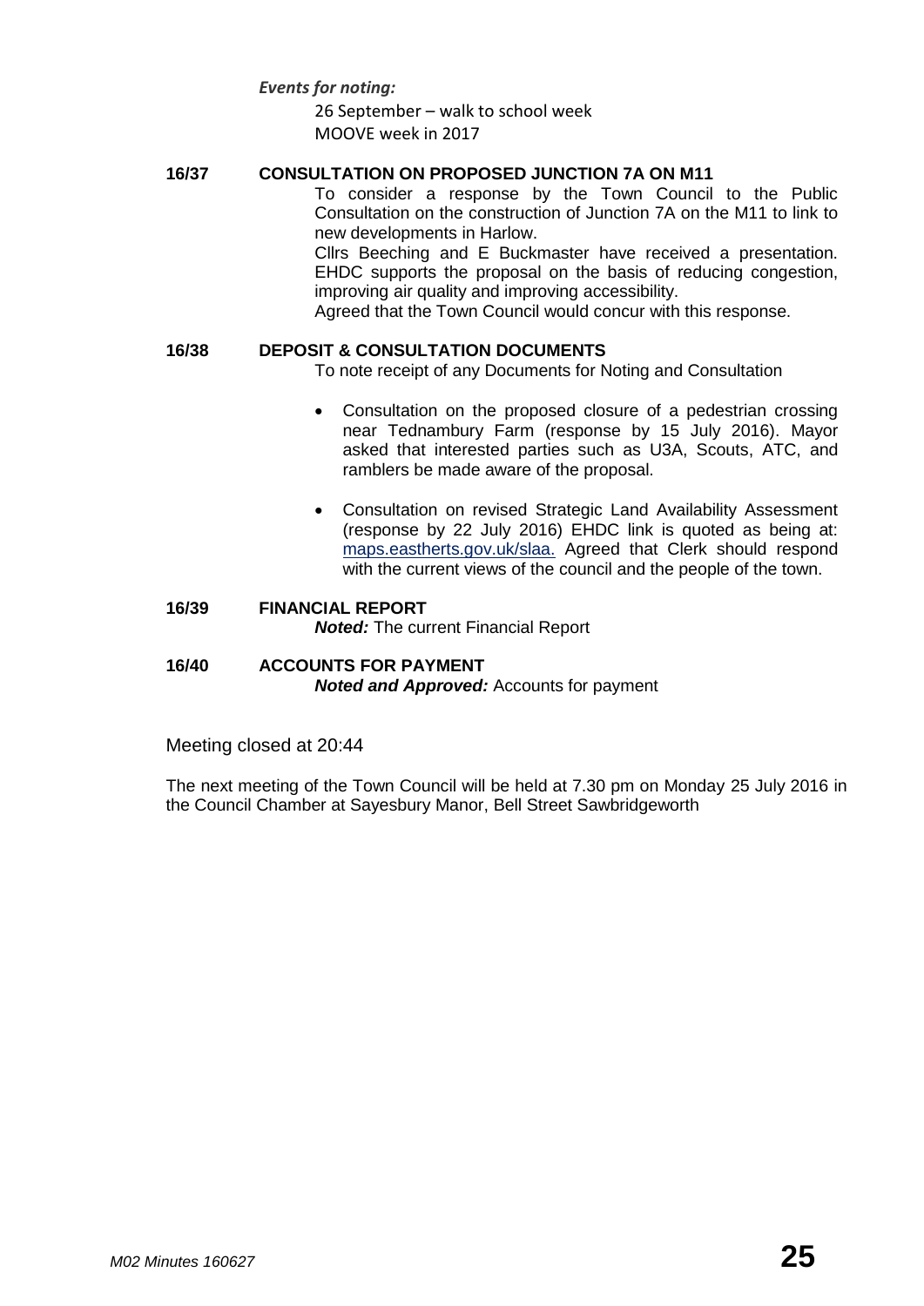*Events for noting:*

26 September – walk to school week
MOOVE week in 2017

**16/37 CONSULTATION ON PROPOSED JUNCTION 7A ON M11**

To consider a response by the Town Council to the Public Consultation on the construction of Junction 7A on the M11 to link to new developments in Harlow.
Cllrs Beeching and E Buckmaster have received a presentation. EHDC supports the proposal on the basis of reducing congestion, improving air quality and improving accessibility.
Agreed that the Town Council would concur with this response.

**16/38 DEPOSIT & CONSULTATION DOCUMENTS**

To note receipt of any Documents for Noting and Consultation

- Consultation on the proposed closure of a pedestrian crossing near Tednambury Farm (response by 15 July 2016). Mayor asked that interested parties such as U3A, Scouts, ATC, and ramblers be made aware of the proposal.
- Consultation on revised Strategic Land Availability Assessment (response by 22 July 2016) EHDC link is quoted as being at: maps.eastherts.gov.uk/slaa. Agreed that Clerk should respond with the current views of the council and the people of the town.

**16/39 FINANCIAL REPORT**

***Noted:*** The current Financial Report

**16/40 ACCOUNTS FOR PAYMENT**

***Noted and Approved:*** Accounts for payment

Meeting closed at 20:44

The next meeting of the Town Council will be held at 7.30 pm on Monday 25 July 2016 in the Council Chamber at Sayesbury Manor, Bell Street Sawbridgeworth